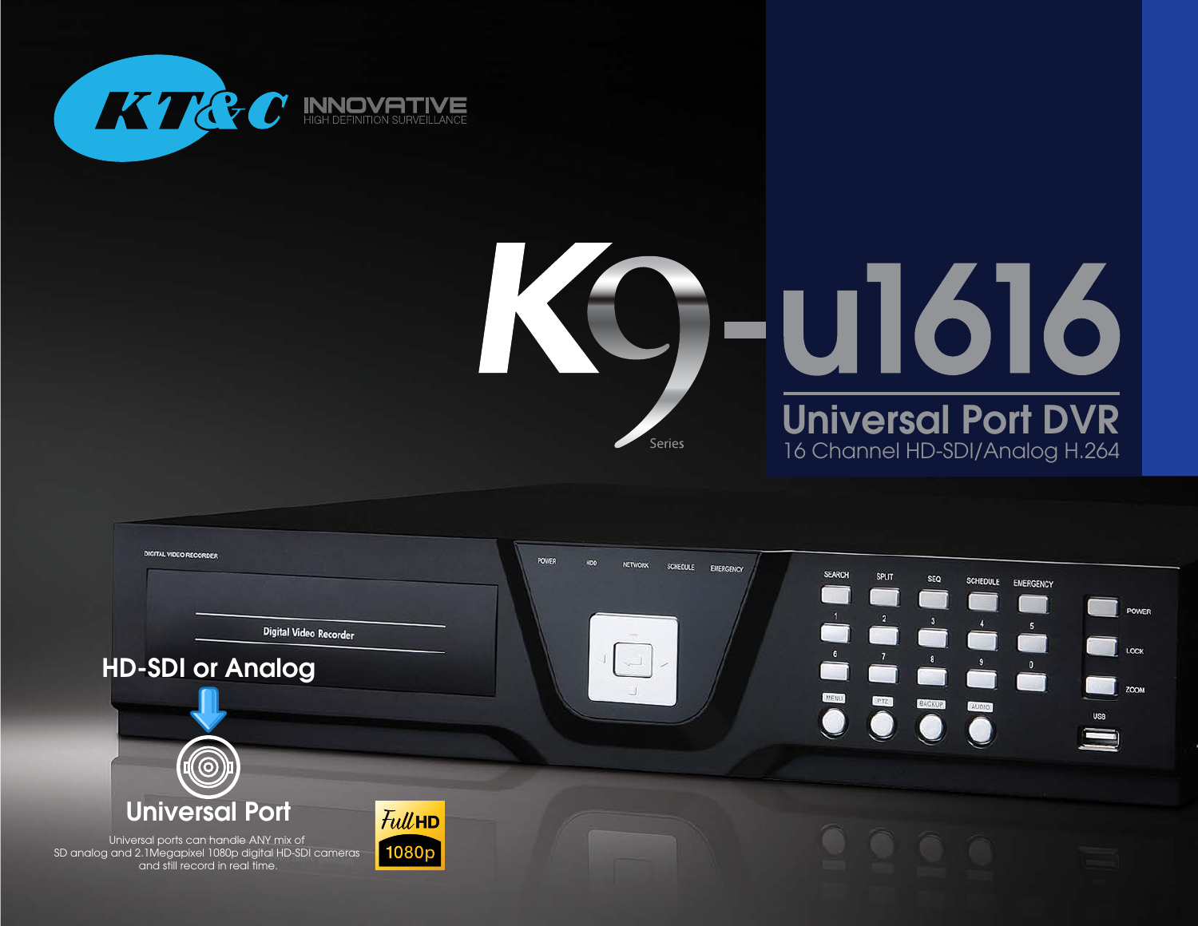KT&C INNOVATIVE
HIGH DEFINITION SURVEILLANCE

# K9-u1616

Series

## Universal Port DVR

16 Channel HD-SDI/Analog H.264

HD-SDI or Analog

### Universal Port

Universal ports can handle ANY mix of SD analog and 2.1Megapixel 1080p digital HD-SDI cameras and still record in real time.

Full HD 1080p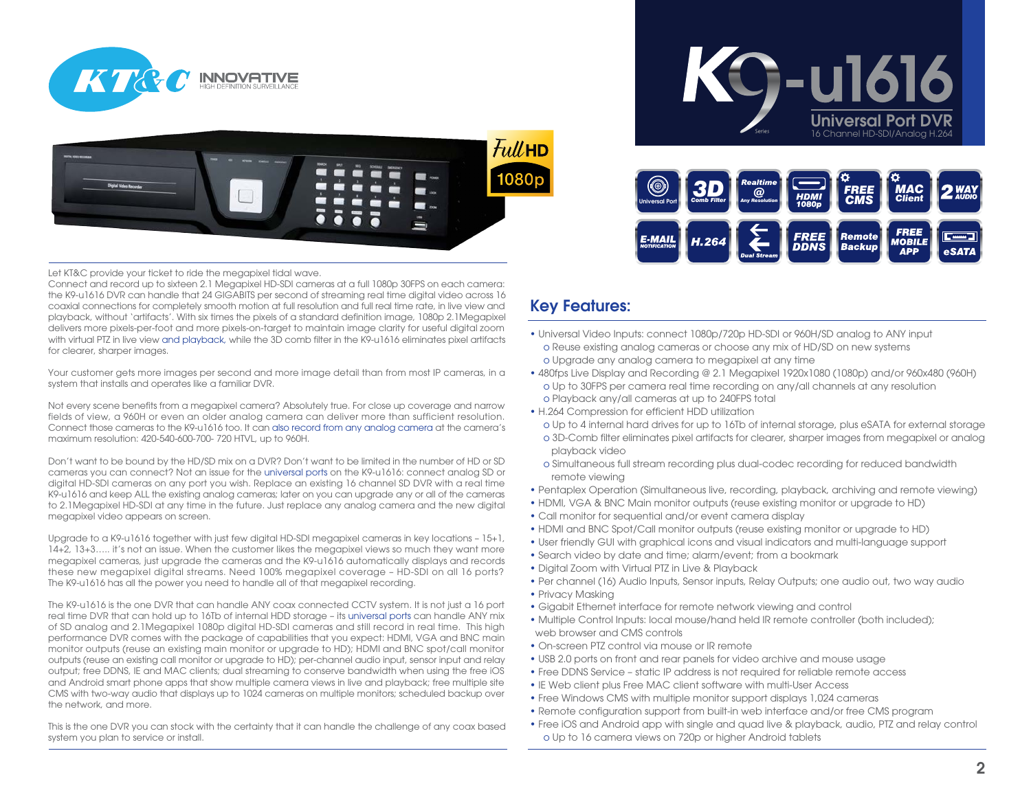# K9-u1616

## Universal Port DVR

16 Channel HD-SDI/Analog H.264

Let KT&C provide your ticket to ride the megapixel tidal wave.

Connect and record up to sixteen 2.1 Megapixel HD-SDI cameras at a full 1080p 30FPS on each camera: the K9-u1616 DVR can handle that 24 GIGABITS per second of streaming real time digital video across 16 coaxial connections for completely smooth motion at full resolution and full real time rate, in live view and playback, without 'artifacts'. With six times the pixels of a standard definition image, 1080p 2.1Megapixel delivers more pixels-per-foot and more pixels-on-target to maintain image clarity for useful digital zoom with virtual PTZ in live view and playback, while the 3D comb filter in the K9-u1616 eliminates pixel artifacts for clearer, sharper images.

Your customer gets more images per second and more image detail than from most IP cameras, in a system that installs and operates like a familiar DVR.

Not every scene benefits from a megapixel camera? Absolutely true. For close up coverage and narrow fields of view, a 960H or even an older analog camera can deliver more than sufficient resolution. Connect those cameras to the K9-u1616 too. It can also record from any analog camera at the camera's maximum resolution: 420-540-600-700- 720 HTVL, up to 960H.

Don't want to be bound by the HD/SD mix on a DVR? Don't want to be limited in the number of HD or SD cameras you can connect? Not an issue for the universal ports on the K9-u1616: connect analog SD or digital HD-SDI cameras on any port you wish. Replace an existing 16 channel SD DVR with a real time K9-u1616 and keep ALL the existing analog cameras; later on you can upgrade any or all of the cameras to 2.1Megapixel HD-SDI at any time in the future. Just replace any analog camera and the new digital megapixel video appears on screen.

Upgrade to a K9-u1616 together with just few digital HD-SDI megapixel cameras in key locations – 15+1, 14+2, 13+3….. it's not an issue. When the customer likes the megapixel views so much they want more megapixel cameras, just upgrade the cameras and the K9-u1616 automatically displays and records these new megapixel digital streams. Need 100% megapixel coverage – HD-SDI on all 16 ports? The K9-u1616 has all the power you need to handle all of that megapixel recording.

The K9-u1616 is the one DVR that can handle ANY coax connected CCTV system. It is not just a 16 port real time DVR that can hold up to 16Tb of internal HDD storage – its universal ports can handle ANY mix of SD analog and 2.1Megapixel 1080p digital HD-SDI cameras and still record in real time. This high performance DVR comes with the package of capabilities that you expect: HDMI, VGA and BNC main monitor outputs (reuse an existing main monitor or upgrade to HD); HDMI and BNC spot/call monitor outputs (reuse an existing call monitor or upgrade to HD); per-channel audio input, sensor input and relay output; free DDNS, IE and MAC clients; dual streaming to conserve bandwidth when using the free iOS and Android smart phone apps that show multiple camera views in live and playback; free multiple site CMS with two-way audio that displays up to 1024 cameras on multiple monitors; scheduled backup over the network, and more.

This is the one DVR you can stock with the certainty that it can handle the challenge of any coax based system you plan to service or install.

## Key Features:

- Universal Video Inputs: connect 1080p/720p HD-SDI or 960H/SD analog to ANY input
  - Reuse existing analog cameras or choose any mix of HD/SD on new systems
  - Upgrade any analog camera to megapixel at any time
- 480fps Live Display and Recording @ 2.1 Megapixel 1920x1080 (1080p) and/or 960x480 (960H)
  - Up to 30FPS per camera real time recording on any/all channels at any resolution
  - Playback any/all cameras at up to 240FPS total
- H.264 Compression for efficient HDD utilization
  - Up to 4 internal hard drives for up to 16Tb of internal storage, plus eSATA for external storage
  - 3D-Comb filter eliminates pixel artifacts for clearer, sharper images from megapixel or analog playback video
  - Simultaneous full stream recording plus dual-codec recording for reduced bandwidth remote viewing
- Pentaplex Operation (Simultaneous live, recording, playback, archiving and remote viewing)
- HDMI, VGA & BNC Main monitor outputs (reuse existing monitor or upgrade to HD)
- Call monitor for sequential and/or event camera display
- HDMI and BNC Spot/Call monitor outputs (reuse existing monitor or upgrade to HD)
- User friendly GUI with graphical icons and visual indicators and multi-language support
- Search video by date and time; alarm/event; from a bookmark
- Digital Zoom with Virtual PTZ in Live & Playback
- Per channel (16) Audio Inputs, Sensor inputs, Relay Outputs; one audio out, two way audio
- Privacy Masking
- Gigabit Ethernet interface for remote network viewing and control
- Multiple Control Inputs: local mouse/hand held IR remote controller (both included); web browser and CMS controls
- On-screen PTZ control via mouse or IR remote
- USB 2.0 ports on front and rear panels for video archive and mouse usage
- Free DDNS Service – static IP address is not required for reliable remote access
- IE Web client plus Free MAC client software with multi-User Access
- Free Windows CMS with multiple monitor support displays 1,024 cameras
- Remote configuration support from built-in web interface and/or free CMS program
- Free iOS and Android app with single and quad live & playback, audio, PTZ and relay control
  - Up to 16 camera views on 720p or higher Android tablets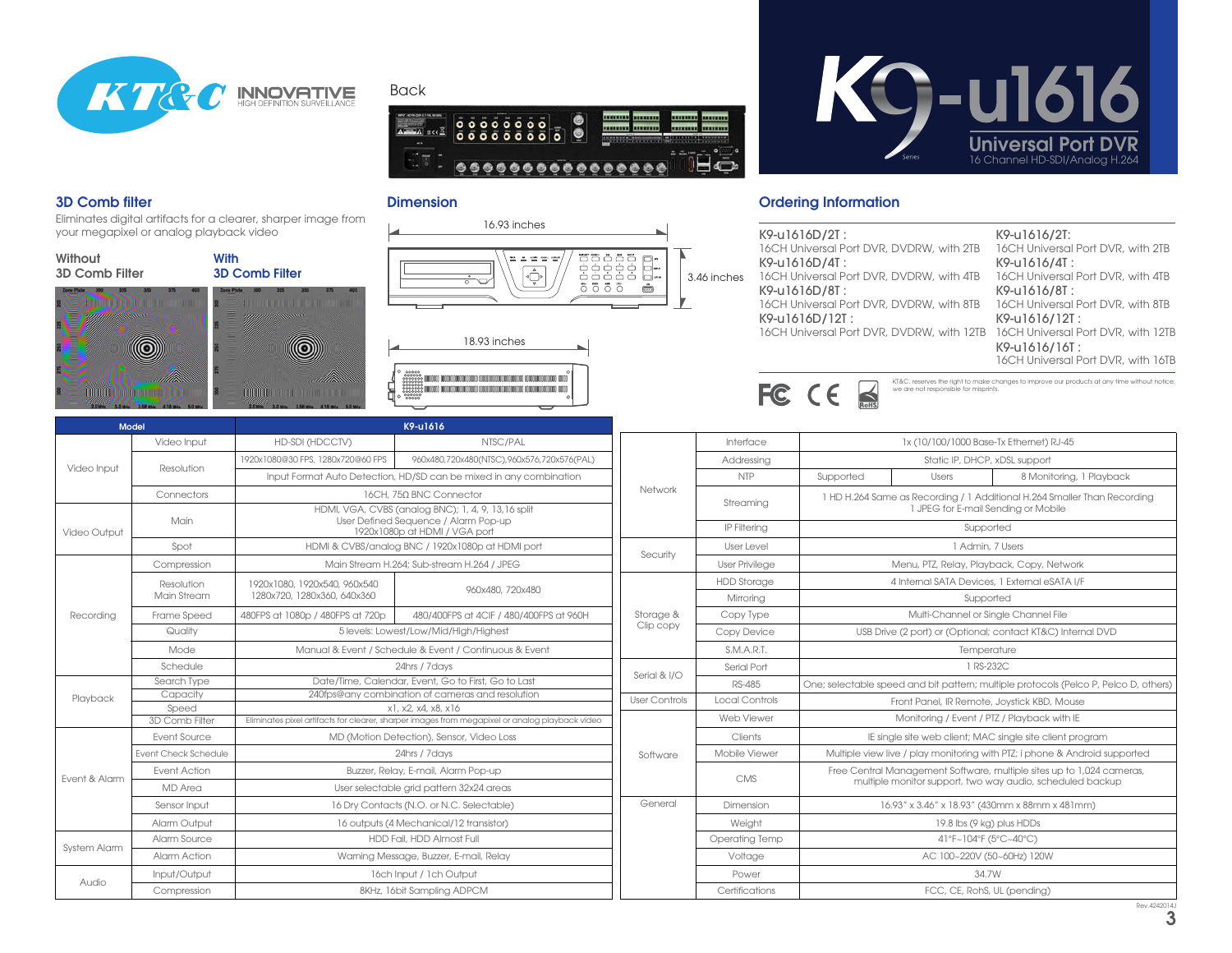KT&C INNOVATIVE HIGH DEFINITION SURVEILLANCE

# K9-u1616

## Universal Port DVR

16 Channel HD-SDI/Analog H.264

Back

## 3D Comb filter

Eliminates digital artifacts for a clearer, sharper image from your megapixel or analog playback video

**Without 3D Comb Filter** | **With 3D Comb Filter**

## Dimension

16.93 inches

3.46 inches

18.93 inches

## Ordering Information

K9-u1616D/2T :
16CH Universal Port DVR, DVDRW, with 2TB

K9-u1616D/4T :
16CH Universal Port DVR, DVDRW, with 4TB

K9-u1616D/8T :
16CH Universal Port DVR, DVDRW, with 8TB

K9-u1616D/12T :
16CH Universal Port DVR, DVDRW, with 12TB

K9-u1616/2T:
16CH Universal Port DVR, with 2TB

K9-u1616/4T :
16CH Universal Port DVR, with 4TB

K9-u1616/8T :
16CH Universal Port DVR, with 8TB

K9-u1616/12T :
16CH Universal Port DVR, with 12TB

K9-u1616/16T :
16CH Universal Port DVR, with 16TB

KT&C. reserves the right to make changes to improve our products at any time without notice; we are not responsible for misprints.

| Model | | K9-u1616 | |
|---|---|---|---|
| Video Input | Video Input | HD-SDI (HDCCTV) | NTSC/PAL |
| | Resolution | 1920x1080@30 FPS, 1280x720@60 FPS | 960x480,720x480(NTSC),960x576,720x576(PAL) |
| | | Input Format Auto Detection, HD/SD can be mixed in any combination | |
| | Connectors | 16CH, 75Ω BNC Connector | |
| Video Output | Main | HDMI, VGA, CVBS (analog BNC); 1, 4, 9, 13,16 split<br>User Defined Sequence / Alarm Pop-up<br>1920x1080p at HDMI / VGA port | |
| | Spot | HDMI & CVBS/analog BNC / 1920x1080p at HDMI port | |
| Recording | Compression | Main Stream H.264; Sub-stream H.264 / JPEG | |
| | Resolution Main Stream | 1920x1080, 1920x540, 960x540<br>1280x720, 1280x360, 640x360 | 960x480, 720x480 |
| | Frame Speed | 480FPS at 1080p / 480FPS at 720p | 480/400FPS at 4CIF / 480/400FPS at 960H |
| | Quality | 5 levels: Lowest/Low/Mid/High/Highest | |
| | Mode | Manual & Event / Schedule & Event / Continuous & Event | |
| | Schedule | 24hrs / 7days | |
| Playback | Search Type | Date/Time, Calendar, Event, Go to First, Go to Last | |
| | Capacity | 240fps@any combination of cameras and resolution | |
| | Speed | x1, x2, x4, x8, x16 | |
| | 3D Comb Filter | Eliminates pixel artifacts for clearer, sharper images from megapixel or analog playback video | |
| Event & Alarm | Event Source | MD (Motion Detection), Sensor, Video Loss | |
| | Event Check Schedule | 24hrs / 7days | |
| | Event Action | Buzzer, Relay, E-mail, Alarm Pop-up | |
| | MD Area | User selectable grid pattern 32x24 areas | |
| | Sensor Input | 16 Dry Contacts (N.O. or N.C. Selectable) | |
| | Alarm Output | 16 outputs (4 Mechanical/12 transistor) | |
| System Alarm | Alarm Source | HDD Fail, HDD Almost Full | |
| | Alarm Action | Warning Message, Buzzer, E-mail, Relay | |
| Audio | Input/Output | 16ch Input / 1ch Output | |
| | Compression | 8KHz, 16bit Sampling ADPCM | |

| | | | | |
|---|---|---|---|---|
| Network | Interface | 1x (10/100/1000 Base-Tx Ethernet) RJ-45 | | |
| | Addressing | Static IP, DHCP, xDSL support | | |
| | NTP | Supported | Users | 8 Monitoring, 1 Playback |
| | Streaming | 1 HD H.264 Same as Recording / 1 Additional H.264 Smaller Than Recording<br>1 JPEG for E-mail Sending or Mobile | | |
| | IP Filtering | Supported | | |
| Security | User Level | 1 Admin, 7 Users | | |
| | User Privilege | Menu, PTZ, Relay, Playback, Copy, Network | | |
| Storage & Clip copy | HDD Storage | 4 Internal SATA Devices, 1 External eSATA I/F | | |
| | Mirroring | Supported | | |
| | Copy Type | Multi-Channel or Single Channel File | | |
| | Copy Device | USB Drive (2 port) or (Optional; contact KT&C) Internal DVD | | |
| | S.M.A.R.T. | Temperature | | |
| Serial & I/O | Serial Port | 1 RS-232C | | |
| | RS-485 | One; selectable speed and bit pattern; multiple protocols (Pelco P, Pelco D, others) | | |
| User Controls | Local Controls | Front Panel, IR Remote, Joystick KBD, Mouse | | |
| Software | Web Viewer | Monitoring / Event / PTZ / Playback with IE | | |
| | Clients | IE single site web client; MAC single site client program | | |
| | Mobile Viewer | Multiple view live / play monitoring with PTZ; i phone & Android supported | | |
| | CMS | Free Central Management Software, multiple sites up to 1,024 cameras,<br>multiple monitor support, two way audio, scheduled backup | | |
| General | Dimension | 16.93" x 3.46" x 18.93" (430mm x 88mm x 481mm) | | |
| | Weight | 19.8 lbs (9 kg) plus HDDs | | |
| | Operating Temp | 41°F~104°F (5°C~40°C) | | |
| | Voltage | AC 100~220V (50~60Hz) 120W | | |
| | Power | 34.7W | | |
| | Certifications | FCC, CE, RoHS, UL (pending) | | |

Rev.4242014J